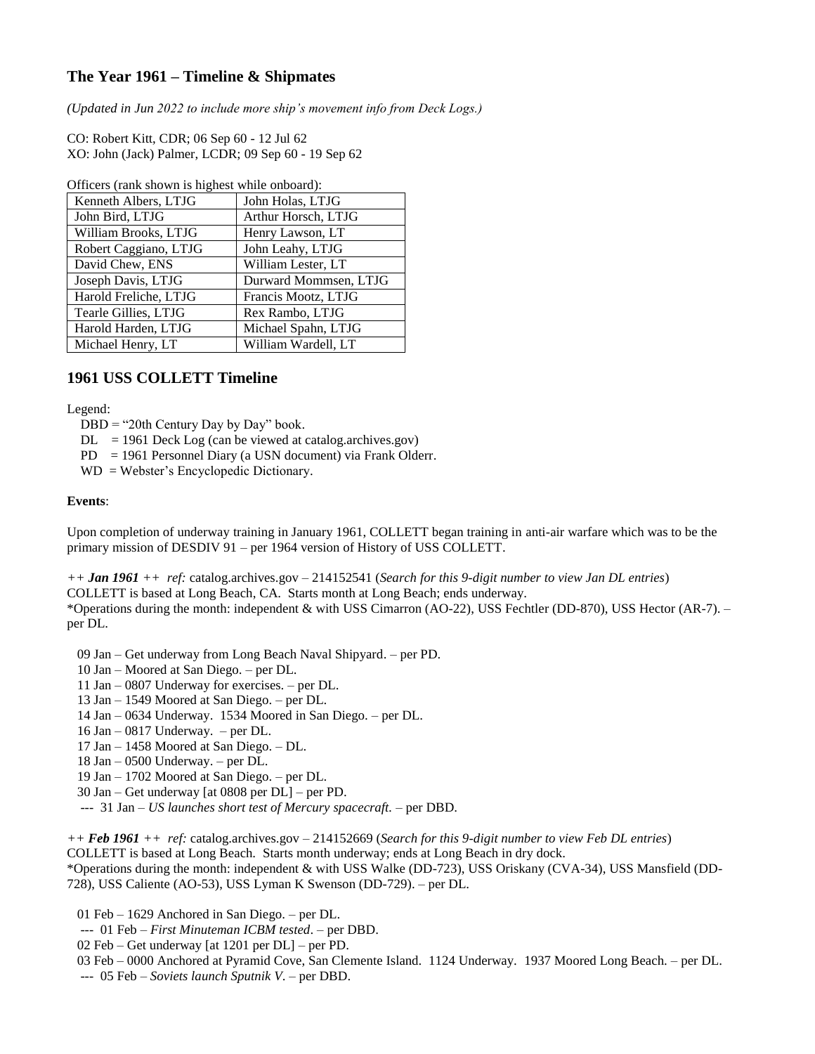## The Year 1961 – Timeline & Shipmates

*(Updated in Jun 2022 to include more ship's movement info from Deck Logs.)*

CO: Robert Kitt, CDR; 06 Sep 60 - 12 Jul 62
XO: John (Jack) Palmer, LCDR; 09 Sep 60 - 19 Sep 62

Officers (rank shown is highest while onboard):

| | |
|---|---|
| Kenneth Albers, LTJG | John Holas, LTJG |
| John Bird, LTJG | Arthur Horsch, LTJG |
| William Brooks, LTJG | Henry Lawson, LT |
| Robert Caggiano, LTJG | John Leahy, LTJG |
| David Chew, ENS | William Lester, LT |
| Joseph Davis, LTJG | Durward Mommsen, LTJG |
| Harold Freliche, LTJG | Francis Mootz, LTJG |
| Tearle Gillies, LTJG | Rex Rambo, LTJG |
| Harold Harden, LTJG | Michael Spahn, LTJG |
| Michael Henry, LT | William Wardell, LT |

## 1961 USS COLLETT Timeline

Legend:

DBD = "20th Century Day by Day" book.
DL = 1961 Deck Log (can be viewed at catalog.archives.gov)
PD = 1961 Personnel Diary (a USN document) via Frank Olderr.
WD = Webster's Encyclopedic Dictionary.

**Events**:

Upon completion of underway training in January 1961, COLLETT began training in anti-air warfare which was to be the primary mission of DESDIV 91 – per 1964 version of History of USS COLLETT.

*++ **Jan 1961** ++ ref:* catalog.archives.gov – 214152541 (*Search for this 9-digit number to view Jan DL entries*)
COLLETT is based at Long Beach, CA. Starts month at Long Beach; ends underway.
*Operations during the month: independent & with USS Cimarron (AO-22), USS Fechtler (DD-870), USS Hector (AR-7). – per DL.

09 Jan – Get underway from Long Beach Naval Shipyard. – per PD.
10 Jan – Moored at San Diego. – per DL.
11 Jan – 0807 Underway for exercises. – per DL.
13 Jan – 1549 Moored at San Diego. – per DL.
14 Jan – 0634 Underway. 1534 Moored in San Diego. – per DL.
16 Jan – 0817 Underway. – per DL.
17 Jan – 1458 Moored at San Diego. – DL.
18 Jan – 0500 Underway. – per DL.
19 Jan – 1702 Moored at San Diego. – per DL.
30 Jan – Get underway [at 0808 per DL] – per PD.
--- 31 Jan – *US launches short test of Mercury spacecraft.* – per DBD.

*++ **Feb 1961** ++ ref:* catalog.archives.gov – 214152669 (*Search for this 9-digit number to view Feb DL entries*)
COLLETT is based at Long Beach. Starts month underway; ends at Long Beach in dry dock.
*Operations during the month: independent & with USS Walke (DD-723), USS Oriskany (CVA-34), USS Mansfield (DD-728), USS Caliente (AO-53), USS Lyman K Swenson (DD-729). – per DL.

01 Feb – 1629 Anchored in San Diego. – per DL.
--- 01 Feb – *First Minuteman ICBM tested*. – per DBD.
02 Feb – Get underway [at 1201 per DL] – per PD.
03 Feb – 0000 Anchored at Pyramid Cove, San Clemente Island. 1124 Underway. 1937 Moored Long Beach. – per DL.
--- 05 Feb – *Soviets launch Sputnik V*. – per DBD.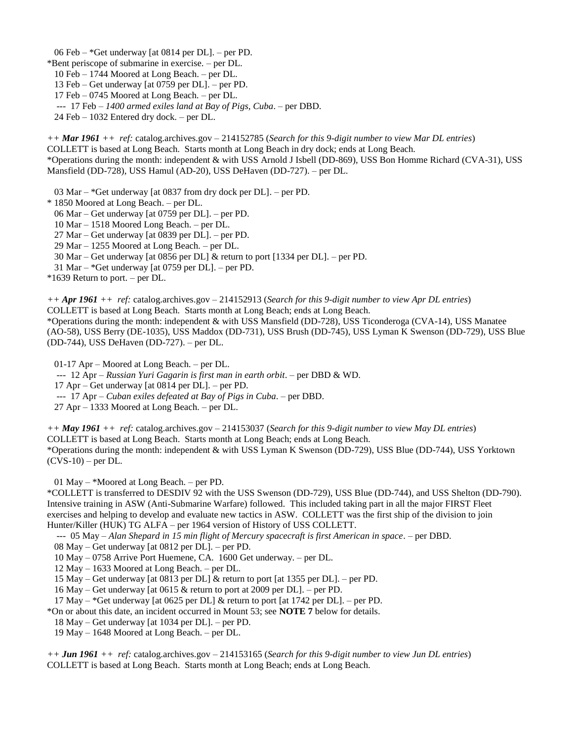06 Feb – *Get underway [at 0814 per DL]. – per PD.
*Bent periscope of submarine in exercise. – per DL.
10 Feb – 1744 Moored at Long Beach. – per DL.
13 Feb – Get underway [at 0759 per DL]. – per PD.
17 Feb – 0745 Moored at Long Beach. – per DL.
--- 17 Feb – *1400 armed exiles land at Bay of Pigs, Cuba*. – per DBD.
24 Feb – 1032 Entered dry dock. – per DL.

*++ **Mar 1961** ++ ref:* catalog.archives.gov – 214152785 (*Search for this 9-digit number to view Mar DL entries*)
COLLETT is based at Long Beach. Starts month at Long Beach in dry dock; ends at Long Beach.
*Operations during the month: independent & with USS Arnold J Isbell (DD-869), USS Bon Homme Richard (CVA-31), USS Mansfield (DD-728), USS Hamul (AD-20), USS DeHaven (DD-727). – per DL.

03 Mar – *Get underway [at 0837 from dry dock per DL]. – per PD.
* 1850 Moored at Long Beach. – per DL.
06 Mar – Get underway [at 0759 per DL]. – per PD.
10 Mar – 1518 Moored Long Beach. – per DL.
27 Mar – Get underway [at 0839 per DL]. – per PD.
29 Mar – 1255 Moored at Long Beach. – per DL.
30 Mar – Get underway [at 0856 per DL] & return to port [1334 per DL]. – per PD.
31 Mar – *Get underway [at 0759 per DL]. – per PD.
*1639 Return to port. – per DL.

*++ **Apr 1961** ++ ref:* catalog.archives.gov – 214152913 (*Search for this 9-digit number to view Apr DL entries*)
COLLETT is based at Long Beach. Starts month at Long Beach; ends at Long Beach.
*Operations during the month: independent & with USS Mansfield (DD-728), USS Ticonderoga (CVA-14), USS Manatee (AO-58), USS Berry (DE-1035), USS Maddox (DD-731), USS Brush (DD-745), USS Lyman K Swenson (DD-729), USS Blue (DD-744), USS DeHaven (DD-727). – per DL.

01-17 Apr – Moored at Long Beach. – per DL.
--- 12 Apr – *Russian Yuri Gagarin is first man in earth orbit*. – per DBD & WD.
17 Apr – Get underway [at 0814 per DL]. – per PD.
--- 17 Apr – *Cuban exiles defeated at Bay of Pigs in Cuba*. – per DBD.
27 Apr – 1333 Moored at Long Beach. – per DL.

*++ **May 1961** ++ ref:* catalog.archives.gov – 214153037 (*Search for this 9-digit number to view May DL entries*)
COLLETT is based at Long Beach. Starts month at Long Beach; ends at Long Beach.
*Operations during the month: independent & with USS Lyman K Swenson (DD-729), USS Blue (DD-744), USS Yorktown (CVS-10) – per DL.

01 May – *Moored at Long Beach. – per PD.
*COLLETT is transferred to DESDIV 92 with the USS Swenson (DD-729), USS Blue (DD-744), and USS Shelton (DD-790). Intensive training in ASW (Anti-Submarine Warfare) followed. This included taking part in all the major FIRST Fleet exercises and helping to develop and evaluate new tactics in ASW. COLLETT was the first ship of the division to join Hunter/Killer (HUK) TG ALFA – per 1964 version of History of USS COLLETT.
--- 05 May – *Alan Shepard in 15 min flight of Mercury spacecraft is first American in space*. – per DBD.
08 May – Get underway [at 0812 per DL]. – per PD.
10 May – 0758 Arrive Port Huemene, CA. 1600 Get underway. – per DL.
12 May – 1633 Moored at Long Beach. – per DL.
15 May – Get underway [at 0813 per DL] & return to port [at 1355 per DL]. – per PD.
16 May – Get underway [at 0615 & return to port at 2009 per DL]. – per PD.
17 May – *Get underway [at 0625 per DL] & return to port [at 1742 per DL]. – per PD.
*On or about this date, an incident occurred in Mount 53; see **NOTE 7** below for details.
18 May – Get underway [at 1034 per DL]. – per PD.
19 May – 1648 Moored at Long Beach. – per DL.

*++ **Jun 1961** ++ ref:* catalog.archives.gov – 214153165 (*Search for this 9-digit number to view Jun DL entries*)
COLLETT is based at Long Beach. Starts month at Long Beach; ends at Long Beach.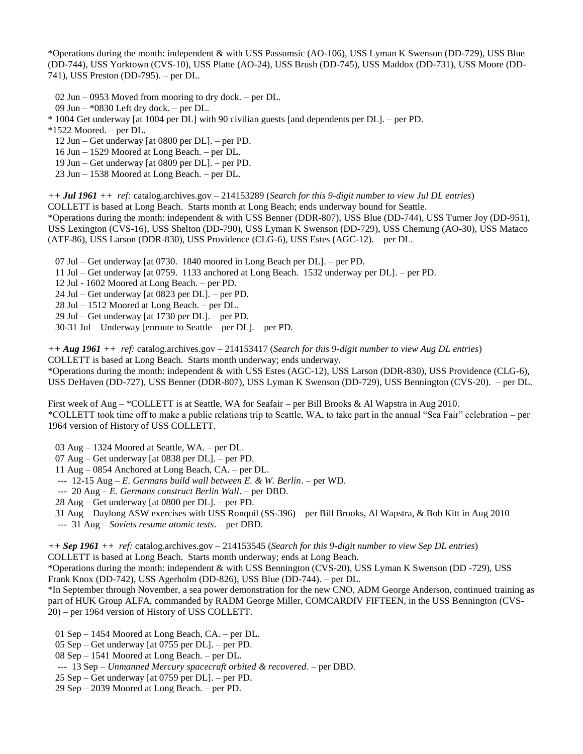*Operations during the month: independent & with USS Passumsic (AO-106), USS Lyman K Swenson (DD-729), USS Blue (DD-744), USS Yorktown (CVS-10), USS Platte (AO-24), USS Brush (DD-745), USS Maddox (DD-731), USS Moore (DD-741), USS Preston (DD-795). – per DL.

02 Jun – 0953 Moved from mooring to dry dock. – per DL.
09 Jun – *0830 Left dry dock. – per DL.
* 1004 Get underway [at 1004 per DL] with 90 civilian guests [and dependents per DL]. – per PD.
*1522 Moored. – per DL.
12 Jun – Get underway [at 0800 per DL]. – per PD.
16 Jun – 1529 Moored at Long Beach. – per DL.
19 Jun – Get underway [at 0809 per DL]. – per PD.
23 Jun – 1538 Moored at Long Beach. – per DL.

*++ **Jul 1961** ++ ref:* catalog.archives.gov – 214153289 (*Search for this 9-digit number to view Jul DL entries*)
COLLETT is based at Long Beach. Starts month at Long Beach; ends underway bound for Seattle.
*Operations during the month: independent & with USS Benner (DDR-807), USS Blue (DD-744), USS Turner Joy (DD-951), USS Lexington (CVS-16), USS Shelton (DD-790), USS Lyman K Swenson (DD-729), USS Chemung (AO-30), USS Mataco (ATF-86), USS Larson (DDR-830), USS Providence (CLG-6), USS Estes (AGC-12). – per DL.

07 Jul – Get underway [at 0730. 1840 moored in Long Beach per DL]. – per PD.
11 Jul – Get underway [at 0759. 1133 anchored at Long Beach. 1532 underway per DL]. – per PD.
12 Jul - 1602 Moored at Long Beach. – per PD.
24 Jul – Get underway [at 0823 per DL]. – per PD.
28 Jul – 1512 Moored at Long Beach. – per DL.
29 Jul – Get underway [at 1730 per DL]. – per PD.
30-31 Jul – Underway [enroute to Seattle – per DL]. – per PD.

*++ **Aug 1961** ++ ref:* catalog.archives.gov – 214153417 (*Search for this 9-digit number to view Aug DL entries*)
COLLETT is based at Long Beach. Starts month underway; ends underway.
*Operations during the month: independent & with USS Estes (AGC-12), USS Larson (DDR-830), USS Providence (CLG-6), USS DeHaven (DD-727), USS Benner (DDR-807), USS Lyman K Swenson (DD-729), USS Bennington (CVS-20). – per DL.

First week of Aug – *COLLETT is at Seattle, WA for Seafair – per Bill Brooks & Al Wapstra in Aug 2010.
*COLLETT took time off to make a public relations trip to Seattle, WA, to take part in the annual "Sea Fair" celebration – per 1964 version of History of USS COLLETT.

03 Aug – 1324 Moored at Seattle, WA. – per DL.
07 Aug – Get underway [at 0838 per DL]. – per PD.
11 Aug – 0854 Anchored at Long Beach, CA. – per DL.
--- 12-15 Aug – *E. Germans build wall between E. & W. Berlin*. – per WD.
--- 20 Aug – *E. Germans construct Berlin Wall*. – per DBD.
28 Aug – Get underway [at 0800 per DL]. – per PD.
31 Aug – Daylong ASW exercises with USS Ronquil (SS-396) – per Bill Brooks, Al Wapstra, & Bob Kitt in Aug 2010
--- 31 Aug – *Soviets resume atomic tests*. – per DBD.

*++ **Sep 1961** ++ ref:* catalog.archives.gov – 214153545 (*Search for this 9-digit number to view Sep DL entries*)
COLLETT is based at Long Beach. Starts month underway; ends at Long Beach.
*Operations during the month: independent & with USS Bennington (CVS-20), USS Lyman K Swenson (DD -729), USS Frank Knox (DD-742), USS Agerholm (DD-826), USS Blue (DD-744). – per DL.
*In September through November, a sea power demonstration for the new CNO, ADM George Anderson, continued training as part of HUK Group ALFA, commanded by RADM George Miller, COMCARDIV FIFTEEN, in the USS Bennington (CVS-20) – per 1964 version of History of USS COLLETT.

01 Sep – 1454 Moored at Long Beach, CA. – per DL.
05 Sep – Get underway [at 0755 per DL]. – per PD.
08 Sep – 1541 Moored at Long Beach. – per DL.
--- 13 Sep – *Unmanned Mercury spacecraft orbited & recovered*. – per DBD.
25 Sep – Get underway [at 0759 per DL]. – per PD.
29 Sep – 2039 Moored at Long Beach. – per PD.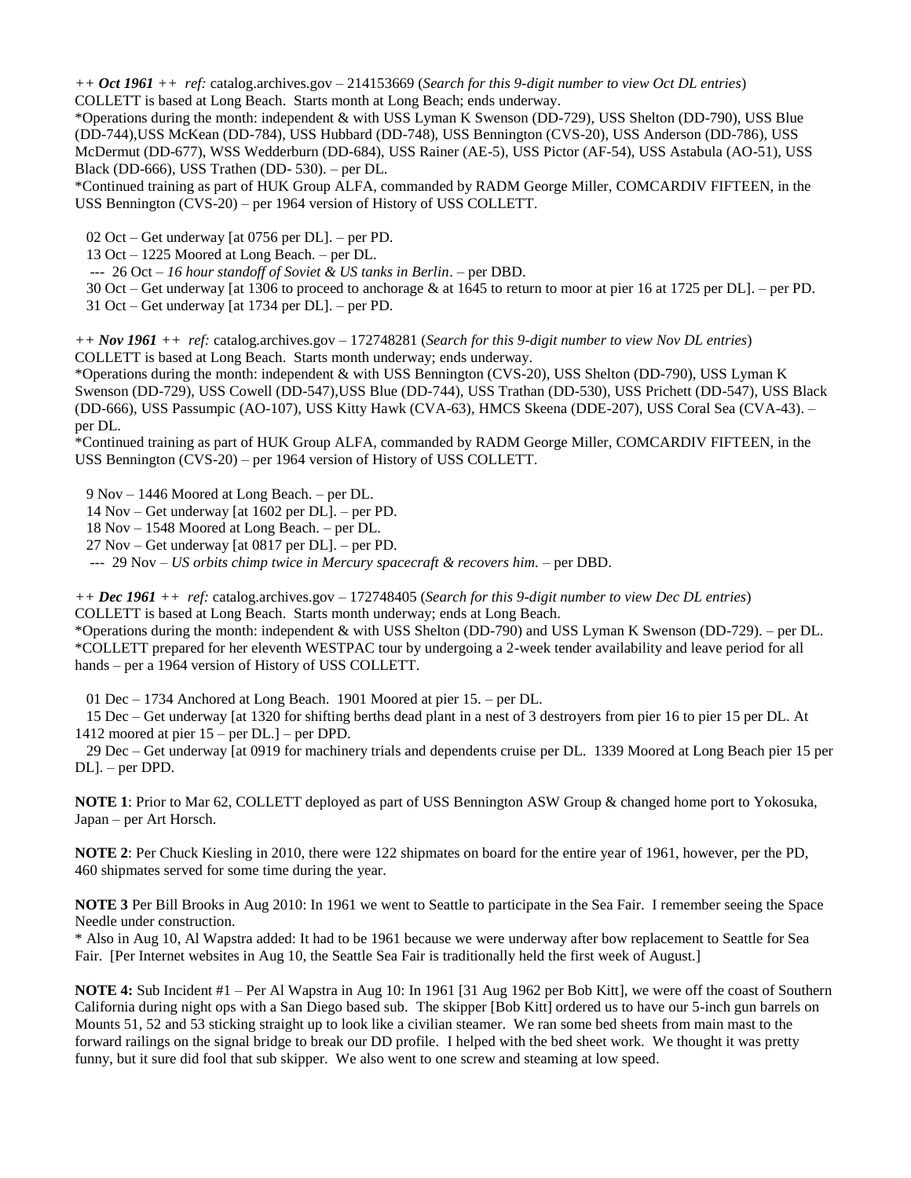*++ **Oct 1961** ++ ref:* catalog.archives.gov – 214153669 (*Search for this 9-digit number to view Oct DL entries*)
COLLETT is based at Long Beach. Starts month at Long Beach; ends underway.
*Operations during the month: independent & with USS Lyman K Swenson (DD-729), USS Shelton (DD-790), USS Blue (DD-744),USS McKean (DD-784), USS Hubbard (DD-748), USS Bennington (CVS-20), USS Anderson (DD-786), USS McDermut (DD-677), WSS Wedderburn (DD-684), USS Rainer (AE-5), USS Pictor (AF-54), USS Astabula (AO-51), USS Black (DD-666), USS Trathen (DD- 530). – per DL.
*Continued training as part of HUK Group ALFA, commanded by RADM George Miller, COMCARDIV FIFTEEN, in the USS Bennington (CVS-20) – per 1964 version of History of USS COLLETT.

02 Oct – Get underway [at 0756 per DL]. – per PD.
13 Oct – 1225 Moored at Long Beach. – per DL.
--- 26 Oct – *16 hour standoff of Soviet & US tanks in Berlin*. – per DBD.
30 Oct – Get underway [at 1306 to proceed to anchorage & at 1645 to return to moor at pier 16 at 1725 per DL]. – per PD.
31 Oct – Get underway [at 1734 per DL]. – per PD.

*++ **Nov 1961** ++ ref:* catalog.archives.gov – 172748281 (*Search for this 9-digit number to view Nov DL entries*)
COLLETT is based at Long Beach. Starts month underway; ends underway.
*Operations during the month: independent & with USS Bennington (CVS-20), USS Shelton (DD-790), USS Lyman K Swenson (DD-729), USS Cowell (DD-547),USS Blue (DD-744), USS Trathan (DD-530), USS Prichett (DD-547), USS Black (DD-666), USS Passumpic (AO-107), USS Kitty Hawk (CVA-63), HMCS Skeena (DDE-207), USS Coral Sea (CVA-43). – per DL.
*Continued training as part of HUK Group ALFA, commanded by RADM George Miller, COMCARDIV FIFTEEN, in the USS Bennington (CVS-20) – per 1964 version of History of USS COLLETT.

9 Nov – 1446 Moored at Long Beach. – per DL.
14 Nov – Get underway [at 1602 per DL]. – per PD.
18 Nov – 1548 Moored at Long Beach. – per DL.
27 Nov – Get underway [at 0817 per DL]. – per PD.
--- 29 Nov – *US orbits chimp twice in Mercury spacecraft & recovers him.* – per DBD.

*++ **Dec 1961** ++ ref:* catalog.archives.gov – 172748405 (*Search for this 9-digit number to view Dec DL entries*)
COLLETT is based at Long Beach. Starts month underway; ends at Long Beach.
*Operations during the month: independent & with USS Shelton (DD-790) and USS Lyman K Swenson (DD-729). – per DL.
*COLLETT prepared for her eleventh WESTPAC tour by undergoing a 2-week tender availability and leave period for all hands – per a 1964 version of History of USS COLLETT.

01 Dec – 1734 Anchored at Long Beach. 1901 Moored at pier 15. – per DL.
15 Dec – Get underway [at 1320 for shifting berths dead plant in a nest of 3 destroyers from pier 16 to pier 15 per DL. At 1412 moored at pier 15 – per DL.] – per DPD.
29 Dec – Get underway [at 0919 for machinery trials and dependents cruise per DL. 1339 Moored at Long Beach pier 15 per DL]. – per DPD.

**NOTE 1**: Prior to Mar 62, COLLETT deployed as part of USS Bennington ASW Group & changed home port to Yokosuka, Japan – per Art Horsch.

**NOTE 2**: Per Chuck Kiesling in 2010, there were 122 shipmates on board for the entire year of 1961, however, per the PD, 460 shipmates served for some time during the year.

**NOTE 3** Per Bill Brooks in Aug 2010: In 1961 we went to Seattle to participate in the Sea Fair. I remember seeing the Space Needle under construction.
* Also in Aug 10, Al Wapstra added: It had to be 1961 because we were underway after bow replacement to Seattle for Sea Fair. [Per Internet websites in Aug 10, the Seattle Sea Fair is traditionally held the first week of August.]

**NOTE 4:** Sub Incident #1 – Per Al Wapstra in Aug 10: In 1961 [31 Aug 1962 per Bob Kitt], we were off the coast of Southern California during night ops with a San Diego based sub. The skipper [Bob Kitt] ordered us to have our 5-inch gun barrels on Mounts 51, 52 and 53 sticking straight up to look like a civilian steamer. We ran some bed sheets from main mast to the forward railings on the signal bridge to break our DD profile. I helped with the bed sheet work. We thought it was pretty funny, but it sure did fool that sub skipper. We also went to one screw and steaming at low speed.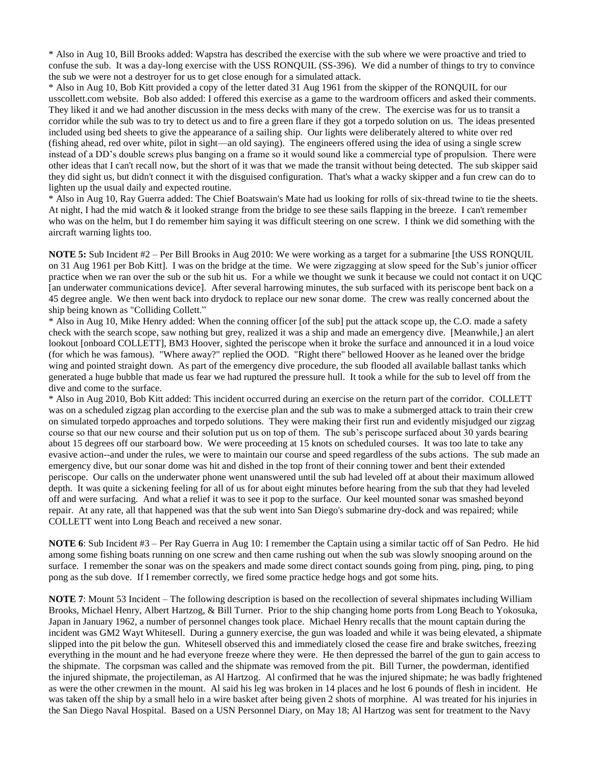* Also in Aug 10, Bill Brooks added: Wapstra has described the exercise with the sub where we were proactive and tried to confuse the sub. It was a day-long exercise with the USS RONQUIL (SS-396). We did a number of things to try to convince the sub we were not a destroyer for us to get close enough for a simulated attack.

* Also in Aug 10, Bob Kitt provided a copy of the letter dated 31 Aug 1961 from the skipper of the RONQUIL for our usscollett.com website. Bob also added: I offered this exercise as a game to the wardroom officers and asked their comments. They liked it and we had another discussion in the mess decks with many of the crew. The exercise was for us to transit a corridor while the sub was to try to detect us and to fire a green flare if they got a torpedo solution on us. The ideas presented included using bed sheets to give the appearance of a sailing ship. Our lights were deliberately altered to white over red (fishing ahead, red over white, pilot in sight—an old saying). The engineers offered using the idea of using a single screw instead of a DD's double screws plus banging on a frame so it would sound like a commercial type of propulsion. There were other ideas that I can't recall now, but the short of it was that we made the transit without being detected. The sub skipper said they did sight us, but didn't connect it with the disguised configuration. That's what a wacky skipper and a fun crew can do to lighten up the usual daily and expected routine.

* Also in Aug 10, Ray Guerra added: The Chief Boatswain's Mate had us looking for rolls of six-thread twine to tie the sheets. At night, I had the mid watch & it looked strange from the bridge to see these sails flapping in the breeze. I can't remember who was on the helm, but I do remember him saying it was difficult steering on one screw. I think we did something with the aircraft warning lights too.

**NOTE 5:** Sub Incident #2 – Per Bill Brooks in Aug 2010: We were working as a target for a submarine [the USS RONQUIL on 31 Aug 1961 per Bob Kitt]. I was on the bridge at the time. We were zigzagging at slow speed for the Sub's junior officer practice when we ran over the sub or the sub hit us. For a while we thought we sunk it because we could not contact it on UQC [an underwater communications device]. After several harrowing minutes, the sub surfaced with its periscope bent back on a 45 degree angle. We then went back into drydock to replace our new sonar dome. The crew was really concerned about the ship being known as "Colliding Collett."

* Also in Aug 10, Mike Henry added: When the conning officer [of the sub] put the attack scope up, the C.O. made a safety check with the search scope, saw nothing but grey, realized it was a ship and made an emergency dive. [Meanwhile,] an alert lookout [onboard COLLETT], BM3 Hoover, sighted the periscope when it broke the surface and announced it in a loud voice (for which he was famous). "Where away?" replied the OOD. "Right there" bellowed Hoover as he leaned over the bridge wing and pointed straight down. As part of the emergency dive procedure, the sub flooded all available ballast tanks which generated a huge bubble that made us fear we had ruptured the pressure hull. It took a while for the sub to level off from the dive and come to the surface.

* Also in Aug 2010, Bob Kitt added: This incident occurred during an exercise on the return part of the corridor. COLLETT was on a scheduled zigzag plan according to the exercise plan and the sub was to make a submerged attack to train their crew on simulated torpedo approaches and torpedo solutions. They were making their first run and evidently misjudged our zigzag course so that our new course and their solution put us on top of them. The sub's periscope surfaced about 30 yards bearing about 15 degrees off our starboard bow. We were proceeding at 15 knots on scheduled courses. It was too late to take any evasive action--and under the rules, we were to maintain our course and speed regardless of the subs actions. The sub made an emergency dive, but our sonar dome was hit and dished in the top front of their conning tower and bent their extended periscope. Our calls on the underwater phone went unanswered until the sub had leveled off at about their maximum allowed depth. It was quite a sickening feeling for all of us for about eight minutes before hearing from the sub that they had leveled off and were surfacing. And what a relief it was to see it pop to the surface. Our keel mounted sonar was smashed beyond repair. At any rate, all that happened was that the sub went into San Diego's submarine dry-dock and was repaired; while COLLETT went into Long Beach and received a new sonar.

**NOTE 6**: Sub Incident #3 – Per Ray Guerra in Aug 10: I remember the Captain using a similar tactic off of San Pedro. He hid among some fishing boats running on one screw and then came rushing out when the sub was slowly snooping around on the surface. I remember the sonar was on the speakers and made some direct contact sounds going from ping, ping, ping, to ping pong as the sub dove. If I remember correctly, we fired some practice hedge hogs and got some hits.

**NOTE 7**: Mount 53 Incident – The following description is based on the recollection of several shipmates including William Brooks, Michael Henry, Albert Hartzog, & Bill Turner. Prior to the ship changing home ports from Long Beach to Yokosuka, Japan in January 1962, a number of personnel changes took place. Michael Henry recalls that the mount captain during the incident was GM2 Wayt Whitesell. During a gunnery exercise, the gun was loaded and while it was being elevated, a shipmate slipped into the pit below the gun. Whitesell observed this and immediately closed the cease fire and brake switches, freezing everything in the mount and he had everyone freeze where they were. He then depressed the barrel of the gun to gain access to the shipmate. The corpsman was called and the shipmate was removed from the pit. Bill Turner, the powderman, identified the injured shipmate, the projectileman, as Al Hartzog. Al confirmed that he was the injured shipmate; he was badly frightened as were the other crewmen in the mount. Al said his leg was broken in 14 places and he lost 6 pounds of flesh in incident. He was taken off the ship by a small helo in a wire basket after being given 2 shots of morphine. Al was treated for his injuries in the San Diego Naval Hospital. Based on a USN Personnel Diary, on May 18; Al Hartzog was sent for treatment to the Navy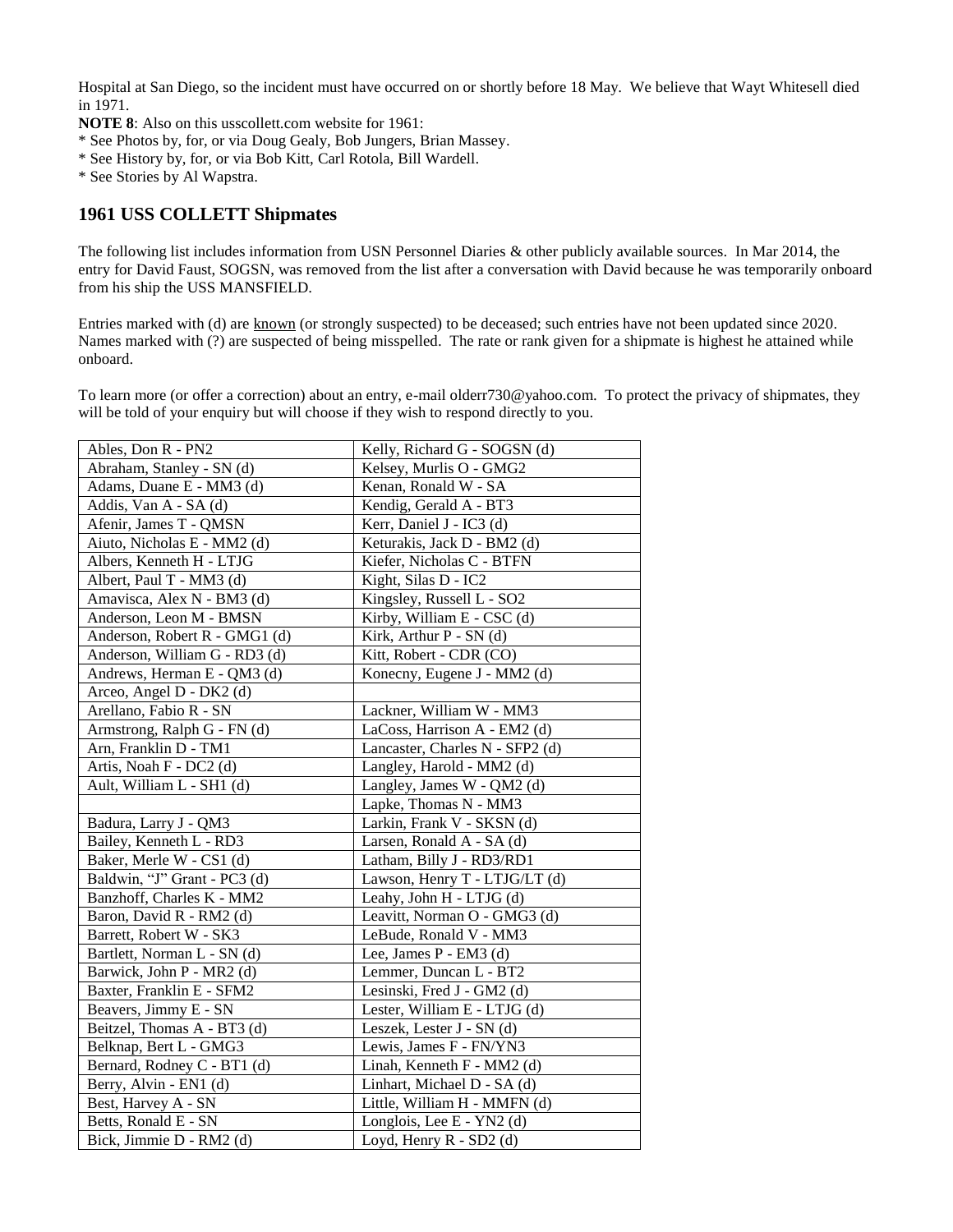Hospital at San Diego, so the incident must have occurred on or shortly before 18 May. We believe that Wayt Whitesell died in 1971.

**NOTE 8**: Also on this usscollett.com website for 1961:

* See Photos by, for, or via Doug Gealy, Bob Jungers, Brian Massey.
* See History by, for, or via Bob Kitt, Carl Rotola, Bill Wardell.
* See Stories by Al Wapstra.

## 1961 USS COLLETT Shipmates

The following list includes information from USN Personnel Diaries & other publicly available sources. In Mar 2014, the entry for David Faust, SOGSN, was removed from the list after a conversation with David because he was temporarily onboard from his ship the USS MANSFIELD.

Entries marked with (d) are known (or strongly suspected) to be deceased; such entries have not been updated since 2020. Names marked with (?) are suspected of being misspelled. The rate or rank given for a shipmate is highest he attained while onboard.

To learn more (or offer a correction) about an entry, e-mail olderr730@yahoo.com. To protect the privacy of shipmates, they will be told of your enquiry but will choose if they wish to respond directly to you.

| | |
|---|---|
| Ables, Don R - PN2 | Kelly, Richard G - SOGSN (d) |
| Abraham, Stanley - SN (d) | Kelsey, Murlis O - GMG2 |
| Adams, Duane E - MM3 (d) | Kenan, Ronald W - SA |
| Addis, Van A - SA (d) | Kendig, Gerald A - BT3 |
| Afenir, James T - QMSN | Kerr, Daniel J - IC3 (d) |
| Aiuto, Nicholas E - MM2 (d) | Keturakis, Jack D - BM2 (d) |
| Albers, Kenneth H - LTJG | Kiefer, Nicholas C - BTFN |
| Albert, Paul T - MM3 (d) | Kight, Silas D - IC2 |
| Amavisca, Alex N - BM3 (d) | Kingsley, Russell L - SO2 |
| Anderson, Leon M - BMSN | Kirby, William E - CSC (d) |
| Anderson, Robert R - GMG1 (d) | Kirk, Arthur P - SN (d) |
| Anderson, William G - RD3 (d) | Kitt, Robert - CDR (CO) |
| Andrews, Herman E - QM3 (d) | Konecny, Eugene J - MM2 (d) |
| Arceo, Angel D - DK2 (d) | |
| Arellano, Fabio R - SN | Lackner, William W - MM3 |
| Armstrong, Ralph G - FN (d) | LaCoss, Harrison A - EM2 (d) |
| Arn, Franklin D - TM1 | Lancaster, Charles N - SFP2 (d) |
| Artis, Noah F - DC2 (d) | Langley, Harold - MM2 (d) |
| Ault, William L - SH1 (d) | Langley, James W - QM2 (d) |
| | Lapke, Thomas N - MM3 |
| Badura, Larry J - QM3 | Larkin, Frank V - SKSN (d) |
| Bailey, Kenneth L - RD3 | Larsen, Ronald A - SA (d) |
| Baker, Merle W - CS1 (d) | Latham, Billy J - RD3/RD1 |
| Baldwin, "J" Grant - PC3 (d) | Lawson, Henry T - LTJG/LT (d) |
| Banzhoff, Charles K - MM2 | Leahy, John H - LTJG (d) |
| Baron, David R - RM2 (d) | Leavitt, Norman O - GMG3 (d) |
| Barrett, Robert W - SK3 | LeBude, Ronald V - MM3 |
| Bartlett, Norman L - SN (d) | Lee, James P - EM3 (d) |
| Barwick, John P - MR2 (d) | Lemmer, Duncan L - BT2 |
| Baxter, Franklin E - SFM2 | Lesinski, Fred J - GM2 (d) |
| Beavers, Jimmy E - SN | Lester, William E - LTJG (d) |
| Beitzel, Thomas A - BT3 (d) | Leszek, Lester J - SN (d) |
| Belknap, Bert L - GMG3 | Lewis, James F - FN/YN3 |
| Bernard, Rodney C - BT1 (d) | Linah, Kenneth F - MM2 (d) |
| Berry, Alvin - EN1 (d) | Linhart, Michael D - SA (d) |
| Best, Harvey A - SN | Little, William H - MMFN (d) |
| Betts, Ronald E - SN | Longlois, Lee E - YN2 (d) |
| Bick, Jimmie D - RM2 (d) | Loyd, Henry R - SD2 (d) |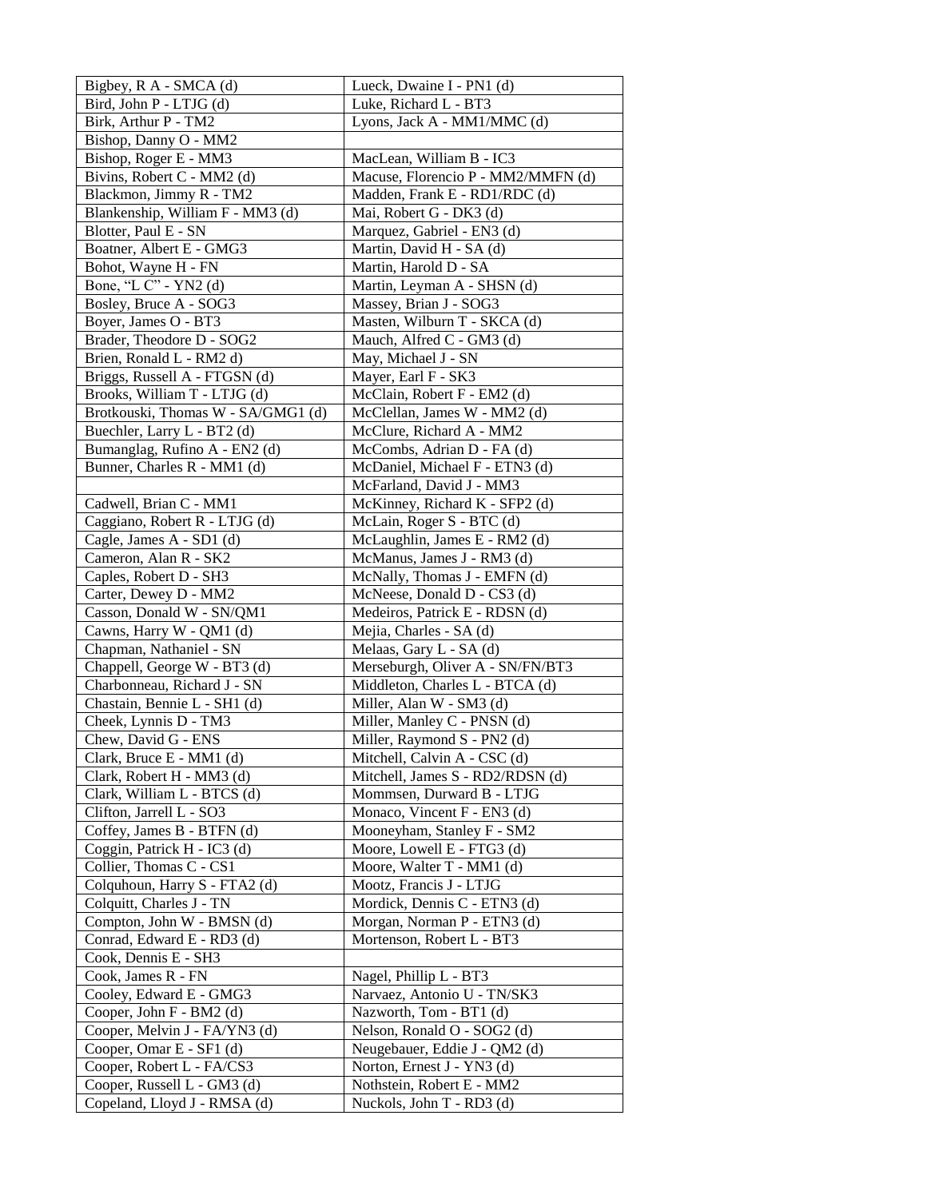| Bigbey, R A - SMCA (d) | Lueck, Dwaine I - PN1 (d) |
|---|---|
| Bird, John P - LTJG (d) | Luke, Richard L - BT3 |
| Birk, Arthur P - TM2 | Lyons, Jack A - MM1/MMC (d) |
| Bishop, Danny O - MM2 | |
| Bishop, Roger E - MM3 | MacLean, William B - IC3 |
| Bivins, Robert C - MM2 (d) | Macuse, Florencio P - MM2/MMFN (d) |
| Blackmon, Jimmy R - TM2 | Madden, Frank E - RD1/RDC (d) |
| Blankenship, William F - MM3 (d) | Mai, Robert G - DK3 (d) |
| Blotter, Paul E - SN | Marquez, Gabriel - EN3 (d) |
| Boatner, Albert E - GMG3 | Martin, David H - SA (d) |
| Bohot, Wayne H - FN | Martin, Harold D - SA |
| Bone, "L C" - YN2 (d) | Martin, Leyman A - SHSN (d) |
| Bosley, Bruce A - SOG3 | Massey, Brian J - SOG3 |
| Boyer, James O - BT3 | Masten, Wilburn T - SKCA (d) |
| Brader, Theodore D - SOG2 | Mauch, Alfred C - GM3 (d) |
| Brien, Ronald L - RM2 d) | May, Michael J - SN |
| Briggs, Russell A - FTGSN (d) | Mayer, Earl F - SK3 |
| Brooks, William T - LTJG (d) | McClain, Robert F - EM2 (d) |
| Brotkouski, Thomas W - SA/GMG1 (d) | McClellan, James W - MM2 (d) |
| Buechler, Larry L - BT2 (d) | McClure, Richard A - MM2 |
| Bumanglag, Rufino A - EN2 (d) | McCombs, Adrian D - FA (d) |
| Bunner, Charles R - MM1 (d) | McDaniel, Michael F - ETN3 (d) |
| | McFarland, David J - MM3 |
| Cadwell, Brian C - MM1 | McKinney, Richard K - SFP2 (d) |
| Caggiano, Robert R - LTJG (d) | McLain, Roger S - BTC (d) |
| Cagle, James A - SD1 (d) | McLaughlin, James E - RM2 (d) |
| Cameron, Alan R - SK2 | McManus, James J - RM3 (d) |
| Caples, Robert D - SH3 | McNally, Thomas J - EMFN (d) |
| Carter, Dewey D - MM2 | McNeese, Donald D - CS3 (d) |
| Casson, Donald W - SN/QM1 | Medeiros, Patrick E - RDSN (d) |
| Cawns, Harry W - QM1 (d) | Mejia, Charles - SA (d) |
| Chapman, Nathaniel - SN | Melaas, Gary L - SA (d) |
| Chappell, George W - BT3 (d) | Merseburgh, Oliver A - SN/FN/BT3 |
| Charbonneau, Richard J - SN | Middleton, Charles L - BTCA (d) |
| Chastain, Bennie L - SH1 (d) | Miller, Alan W - SM3 (d) |
| Cheek, Lynnis D - TM3 | Miller, Manley C - PNSN (d) |
| Chew, David G - ENS | Miller, Raymond S - PN2 (d) |
| Clark, Bruce E - MM1 (d) | Mitchell, Calvin A - CSC (d) |
| Clark, Robert H - MM3 (d) | Mitchell, James S - RD2/RDSN (d) |
| Clark, William L - BTCS (d) | Mommsen, Durward B - LTJG |
| Clifton, Jarrell L - SO3 | Monaco, Vincent F - EN3 (d) |
| Coffey, James B - BTFN (d) | Mooneyham, Stanley F - SM2 |
| Coggin, Patrick H - IC3 (d) | Moore, Lowell E - FTG3 (d) |
| Collier, Thomas C - CS1 | Moore, Walter T - MM1 (d) |
| Colquhoun, Harry S - FTA2 (d) | Mootz, Francis J - LTJG |
| Colquitt, Charles J - TN | Mordick, Dennis C - ETN3 (d) |
| Compton, John W - BMSN (d) | Morgan, Norman P - ETN3 (d) |
| Conrad, Edward E - RD3 (d) | Mortenson, Robert L - BT3 |
| Cook, Dennis E - SH3 | |
| Cook, James R - FN | Nagel, Phillip L - BT3 |
| Cooley, Edward E - GMG3 | Narvaez, Antonio U - TN/SK3 |
| Cooper, John F - BM2 (d) | Nazworth, Tom - BT1 (d) |
| Cooper, Melvin J - FA/YN3 (d) | Nelson, Ronald O - SOG2 (d) |
| Cooper, Omar E - SF1 (d) | Neugebauer, Eddie J - QM2 (d) |
| Cooper, Robert L - FA/CS3 | Norton, Ernest J - YN3 (d) |
| Cooper, Russell L - GM3 (d) | Nothstein, Robert E - MM2 |
| Copeland, Lloyd J - RMSA (d) | Nuckols, John T - RD3 (d) |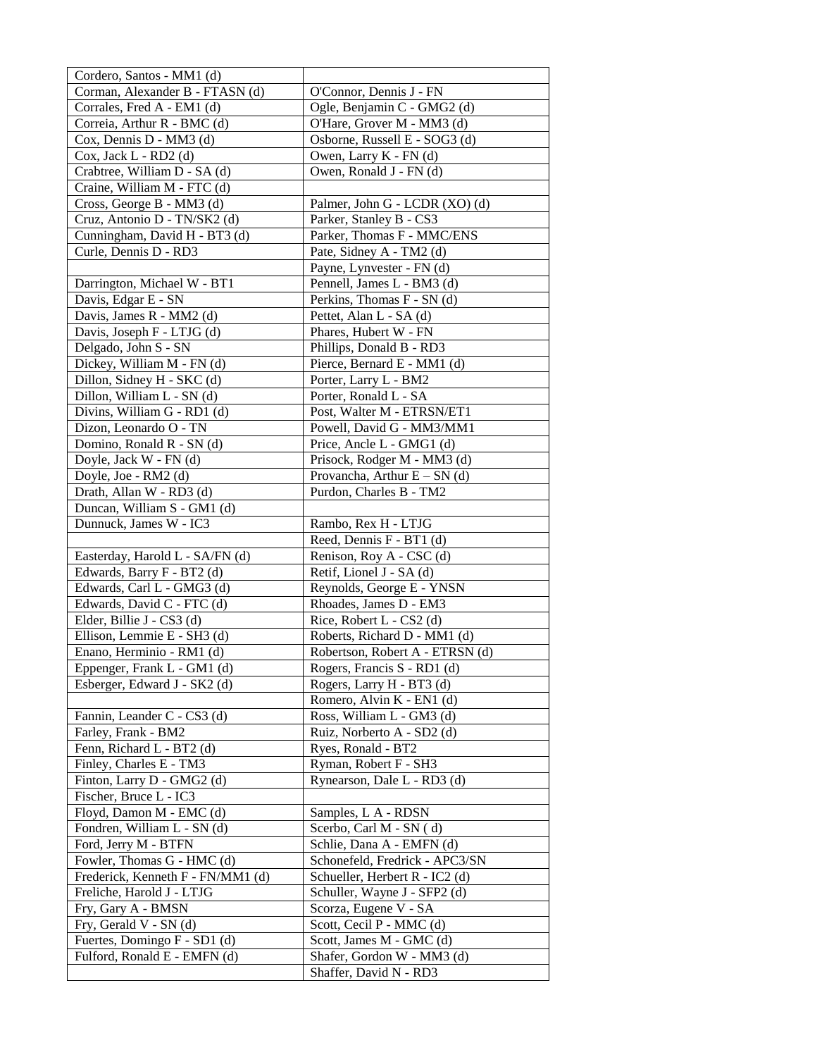| Cordero, Santos - MM1 (d) | |
|---|---|
| Corman, Alexander B - FTASN (d) | O'Connor, Dennis J - FN |
| Corrales, Fred A - EM1 (d) | Ogle, Benjamin C - GMG2 (d) |
| Correia, Arthur R - BMC (d) | O'Hare, Grover M - MM3 (d) |
| Cox, Dennis D - MM3 (d) | Osborne, Russell E - SOG3 (d) |
| Cox, Jack L - RD2 (d) | Owen, Larry K - FN (d) |
| Crabtree, William D - SA (d) | Owen, Ronald J - FN (d) |
| Craine, William M - FTC (d) | |
| Cross, George B - MM3 (d) | Palmer, John G - LCDR (XO) (d) |
| Cruz, Antonio D - TN/SK2 (d) | Parker, Stanley B - CS3 |
| Cunningham, David H - BT3 (d) | Parker, Thomas F - MMC/ENS |
| Curle, Dennis D - RD3 | Pate, Sidney A - TM2 (d) |
| | Payne, Lynvester - FN (d) |
| Darrington, Michael W - BT1 | Pennell, James L - BM3 (d) |
| Davis, Edgar E - SN | Perkins, Thomas F - SN (d) |
| Davis, James R - MM2 (d) | Pettet, Alan L - SA (d) |
| Davis, Joseph F - LTJG (d) | Phares, Hubert W - FN |
| Delgado, John S - SN | Phillips, Donald B - RD3 |
| Dickey, William M - FN (d) | Pierce, Bernard E - MM1 (d) |
| Dillon, Sidney H - SKC (d) | Porter, Larry L - BM2 |
| Dillon, William L - SN (d) | Porter, Ronald L - SA |
| Divins, William G - RD1 (d) | Post, Walter M - ETRSN/ET1 |
| Dizon, Leonardo O - TN | Powell, David G - MM3/MM1 |
| Domino, Ronald R - SN (d) | Price, Ancle L - GMG1 (d) |
| Doyle, Jack W - FN (d) | Prisock, Rodger M - MM3 (d) |
| Doyle, Joe - RM2 (d) | Provancha, Arthur E – SN (d) |
| Drath, Allan W - RD3 (d) | Purdon, Charles B - TM2 |
| Duncan, William S - GM1 (d) | |
| Dunnuck, James W - IC3 | Rambo, Rex H - LTJG |
| | Reed, Dennis F - BT1 (d) |
| Easterday, Harold L - SA/FN (d) | Renison, Roy A - CSC (d) |
| Edwards, Barry F - BT2 (d) | Retif, Lionel J - SA (d) |
| Edwards, Carl L - GMG3 (d) | Reynolds, George E - YNSN |
| Edwards, David C - FTC (d) | Rhoades, James D - EM3 |
| Elder, Billie J - CS3 (d) | Rice, Robert L - CS2 (d) |
| Ellison, Lemmie E - SH3 (d) | Roberts, Richard D - MM1 (d) |
| Enano, Herminio - RM1 (d) | Robertson, Robert A - ETRSN (d) |
| Eppenger, Frank L - GM1 (d) | Rogers, Francis S - RD1 (d) |
| Esberger, Edward J - SK2 (d) | Rogers, Larry H - BT3 (d) |
| | Romero, Alvin K - EN1 (d) |
| Fannin, Leander C - CS3 (d) | Ross, William L - GM3 (d) |
| Farley, Frank - BM2 | Ruiz, Norberto A - SD2 (d) |
| Fenn, Richard L - BT2 (d) | Ryes, Ronald - BT2 |
| Finley, Charles E - TM3 | Ryman, Robert F - SH3 |
| Finton, Larry D - GMG2 (d) | Rynearson, Dale L - RD3 (d) |
| Fischer, Bruce L - IC3 | |
| Floyd, Damon M - EMC (d) | Samples, L A - RDSN |
| Fondren, William L - SN (d) | Scerbo, Carl M - SN ( d) |
| Ford, Jerry M - BTFN | Schlie, Dana A - EMFN (d) |
| Fowler, Thomas G - HMC (d) | Schonefeld, Fredrick - APC3/SN |
| Frederick, Kenneth F - FN/MM1 (d) | Schueller, Herbert R - IC2 (d) |
| Freliche, Harold J - LTJG | Schuller, Wayne J - SFP2 (d) |
| Fry, Gary A - BMSN | Scorza, Eugene V - SA |
| Fry, Gerald V - SN (d) | Scott, Cecil P - MMC (d) |
| Fuertes, Domingo F - SD1 (d) | Scott, James M - GMC (d) |
| Fulford, Ronald E - EMFN (d) | Shafer, Gordon W - MM3 (d) |
| | Shaffer, David N - RD3 |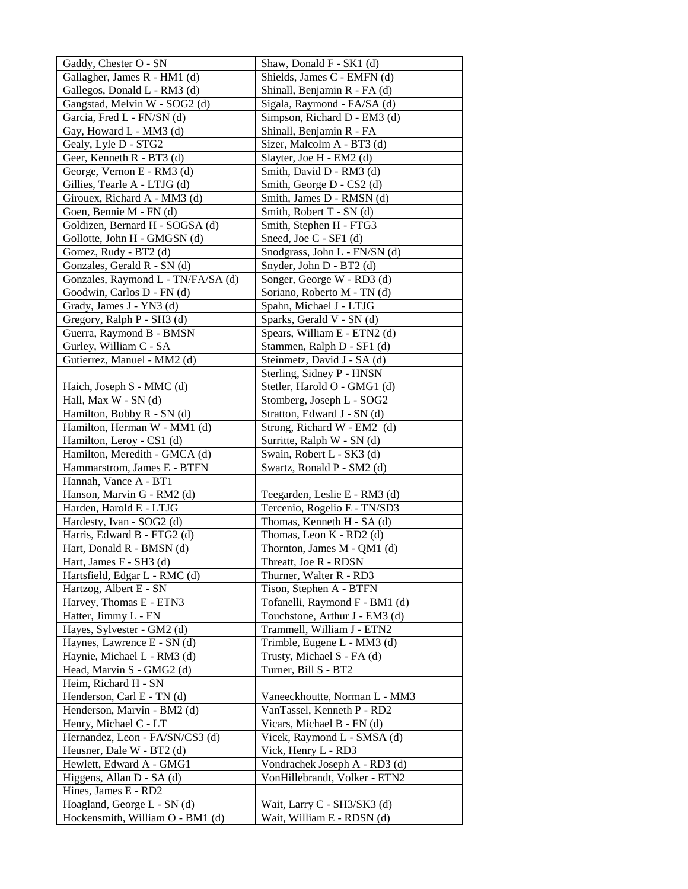| Gaddy, Chester O - SN | Shaw, Donald F - SK1 (d) |
|---|---|
| Gallagher, James R - HM1 (d) | Shields, James C - EMFN (d) |
| Gallegos, Donald L - RM3 (d) | Shinall, Benjamin R - FA (d) |
| Gangstad, Melvin W - SOG2 (d) | Sigala, Raymond - FA/SA (d) |
| Garcia, Fred L - FN/SN (d) | Simpson, Richard D - EM3 (d) |
| Gay, Howard L - MM3 (d) | Shinall, Benjamin R - FA |
| Gealy, Lyle D - STG2 | Sizer, Malcolm A - BT3 (d) |
| Geer, Kenneth R - BT3 (d) | Slayter, Joe H - EM2 (d) |
| George, Vernon E - RM3 (d) | Smith, David D - RM3 (d) |
| Gillies, Tearle A - LTJG (d) | Smith, George D - CS2 (d) |
| Girouex, Richard A - MM3 (d) | Smith, James D - RMSN (d) |
| Goen, Bennie M - FN (d) | Smith, Robert T - SN (d) |
| Goldizen, Bernard H - SOGSA (d) | Smith, Stephen H - FTG3 |
| Gollotte, John H - GMGSN (d) | Sneed, Joe C - SF1 (d) |
| Gomez, Rudy - BT2 (d) | Snodgrass, John L - FN/SN (d) |
| Gonzales, Gerald R - SN (d) | Snyder, John D - BT2 (d) |
| Gonzales, Raymond L - TN/FA/SA (d) | Songer, George W - RD3 (d) |
| Goodwin, Carlos D - FN (d) | Soriano, Roberto M - TN (d) |
| Grady, James J - YN3 (d) | Spahn, Michael J - LTJG |
| Gregory, Ralph P - SH3 (d) | Sparks, Gerald V - SN (d) |
| Guerra, Raymond B - BMSN | Spears, William E - ETN2 (d) |
| Gurley, William C - SA | Stammen, Ralph D - SF1 (d) |
| Gutierrez, Manuel - MM2 (d) | Steinmetz, David J - SA (d) |
| | Sterling, Sidney P - HNSN |
| Haich, Joseph S - MMC (d) | Stetler, Harold O - GMG1 (d) |
| Hall, Max W - SN (d) | Stomberg, Joseph L - SOG2 |
| Hamilton, Bobby R - SN (d) | Stratton, Edward J - SN (d) |
| Hamilton, Herman W - MM1 (d) | Strong, Richard W - EM2 (d) |
| Hamilton, Leroy - CS1 (d) | Surritte, Ralph W - SN (d) |
| Hamilton, Meredith - GMCA (d) | Swain, Robert L - SK3 (d) |
| Hammarstrom, James E - BTFN | Swartz, Ronald P - SM2 (d) |
| Hannah, Vance A - BT1 | |
| Hanson, Marvin G - RM2 (d) | Teegarden, Leslie E - RM3 (d) |
| Harden, Harold E - LTJG | Tercenio, Rogelio E - TN/SD3 |
| Hardesty, Ivan - SOG2 (d) | Thomas, Kenneth H - SA (d) |
| Harris, Edward B - FTG2 (d) | Thomas, Leon K - RD2 (d) |
| Hart, Donald R - BMSN (d) | Thornton, James M - QM1 (d) |
| Hart, James F - SH3 (d) | Threatt, Joe R - RDSN |
| Hartsfield, Edgar L - RMC (d) | Thurner, Walter R - RD3 |
| Hartzog, Albert E - SN | Tison, Stephen A - BTFN |
| Harvey, Thomas E - ETN3 | Tofanelli, Raymond F - BM1 (d) |
| Hatter, Jimmy L - FN | Touchstone, Arthur J - EM3 (d) |
| Hayes, Sylvester - GM2 (d) | Trammell, William J - ETN2 |
| Haynes, Lawrence E - SN (d) | Trimble, Eugene L - MM3 (d) |
| Haynie, Michael L - RM3 (d) | Trusty, Michael S - FA (d) |
| Head, Marvin S - GMG2 (d) | Turner, Bill S - BT2 |
| Heim, Richard H - SN | |
| Henderson, Carl E - TN (d) | Vaneeckhoutte, Norman L - MM3 |
| Henderson, Marvin - BM2 (d) | VanTassel, Kenneth P - RD2 |
| Henry, Michael C - LT | Vicars, Michael B - FN (d) |
| Hernandez, Leon - FA/SN/CS3 (d) | Vicek, Raymond L - SMSA (d) |
| Heusner, Dale W - BT2 (d) | Vick, Henry L - RD3 |
| Hewlett, Edward A - GMG1 | Vondrachek Joseph A - RD3 (d) |
| Higgens, Allan D - SA (d) | VonHillebrandt, Volker - ETN2 |
| Hines, James E - RD2 | |
| Hoagland, George L - SN (d) | Wait, Larry C - SH3/SK3 (d) |
| Hockensmith, William O - BM1 (d) | Wait, William E - RDSN (d) |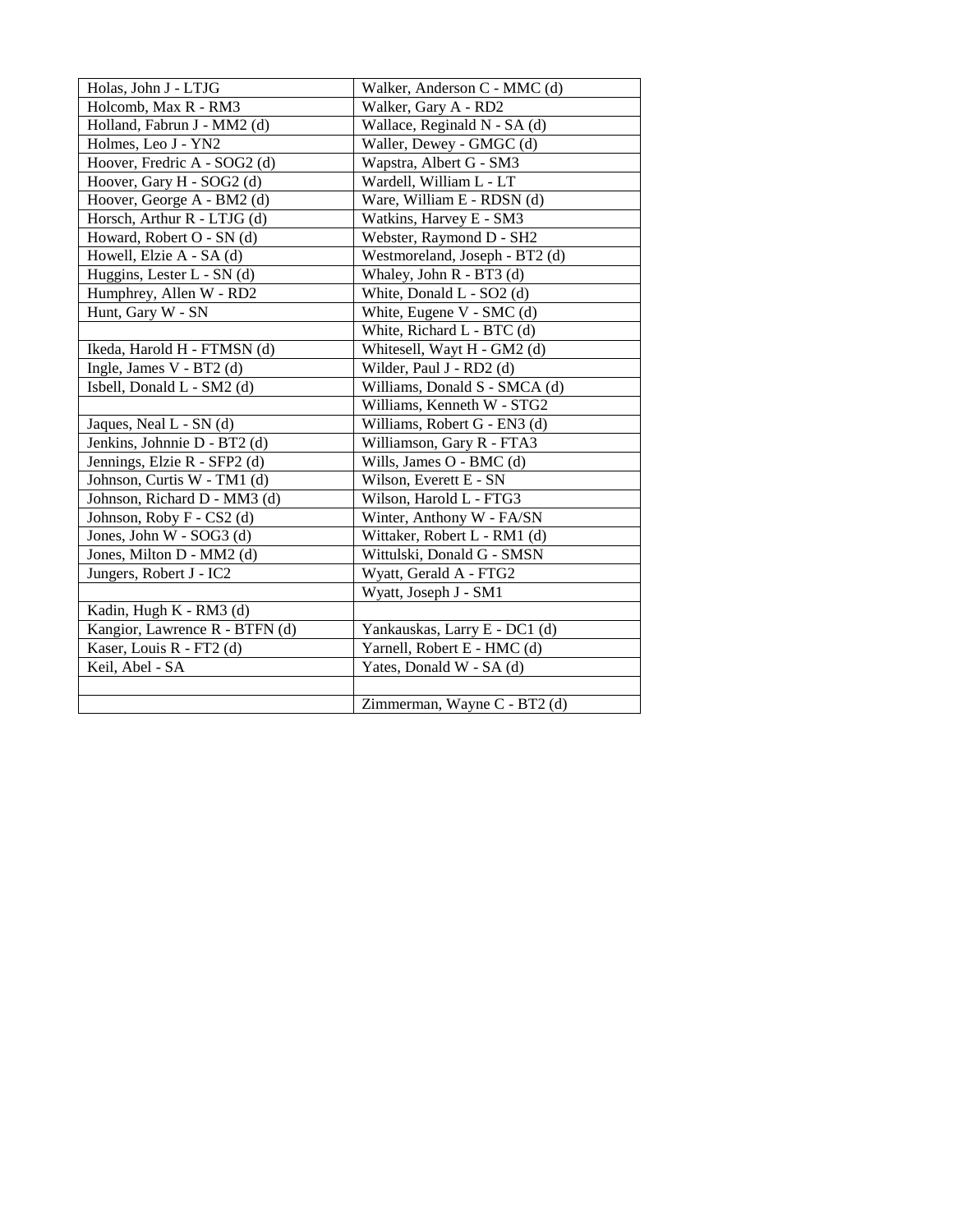| | |
|---|---|
| Holas, John J - LTJG | Walker, Anderson C - MMC (d) |
| Holcomb, Max R - RM3 | Walker, Gary A - RD2 |
| Holland, Fabrun J - MM2 (d) | Wallace, Reginald N - SA (d) |
| Holmes, Leo J - YN2 | Waller, Dewey - GMGC (d) |
| Hoover, Fredric A - SOG2 (d) | Wapstra, Albert G - SM3 |
| Hoover, Gary H - SOG2 (d) | Wardell, William L - LT |
| Hoover, George A - BM2 (d) | Ware, William E - RDSN (d) |
| Horsch, Arthur R - LTJG (d) | Watkins, Harvey E - SM3 |
| Howard, Robert O - SN (d) | Webster, Raymond D - SH2 |
| Howell, Elzie A - SA (d) | Westmoreland, Joseph - BT2 (d) |
| Huggins, Lester L - SN (d) | Whaley, John R - BT3 (d) |
| Humphrey, Allen W - RD2 | White, Donald L - SO2 (d) |
| Hunt, Gary W - SN | White, Eugene V - SMC (d) |
| | White, Richard L - BTC (d) |
| Ikeda, Harold H - FTMSN (d) | Whitesell, Wayt H - GM2 (d) |
| Ingle, James V - BT2 (d) | Wilder, Paul J - RD2 (d) |
| Isbell, Donald L - SM2 (d) | Williams, Donald S - SMCA (d) |
| | Williams, Kenneth W - STG2 |
| Jaques, Neal L - SN (d) | Williams, Robert G - EN3 (d) |
| Jenkins, Johnnie D - BT2 (d) | Williamson, Gary R - FTA3 |
| Jennings, Elzie R - SFP2 (d) | Wills, James O - BMC (d) |
| Johnson, Curtis W - TM1 (d) | Wilson, Everett E - SN |
| Johnson, Richard D - MM3 (d) | Wilson, Harold L - FTG3 |
| Johnson, Roby F - CS2 (d) | Winter, Anthony W - FA/SN |
| Jones, John W - SOG3 (d) | Wittaker, Robert L - RM1 (d) |
| Jones, Milton D - MM2 (d) | Wittulski, Donald G - SMSN |
| Jungers, Robert J - IC2 | Wyatt, Gerald A - FTG2 |
| | Wyatt, Joseph J - SM1 |
| Kadin, Hugh K - RM3 (d) | |
| Kangior, Lawrence R - BTFN (d) | Yankauskas, Larry E - DC1 (d) |
| Kaser, Louis R - FT2 (d) | Yarnell, Robert E - HMC (d) |
| Keil, Abel - SA | Yates, Donald W - SA (d) |
| | |
| | Zimmerman, Wayne C - BT2 (d) |